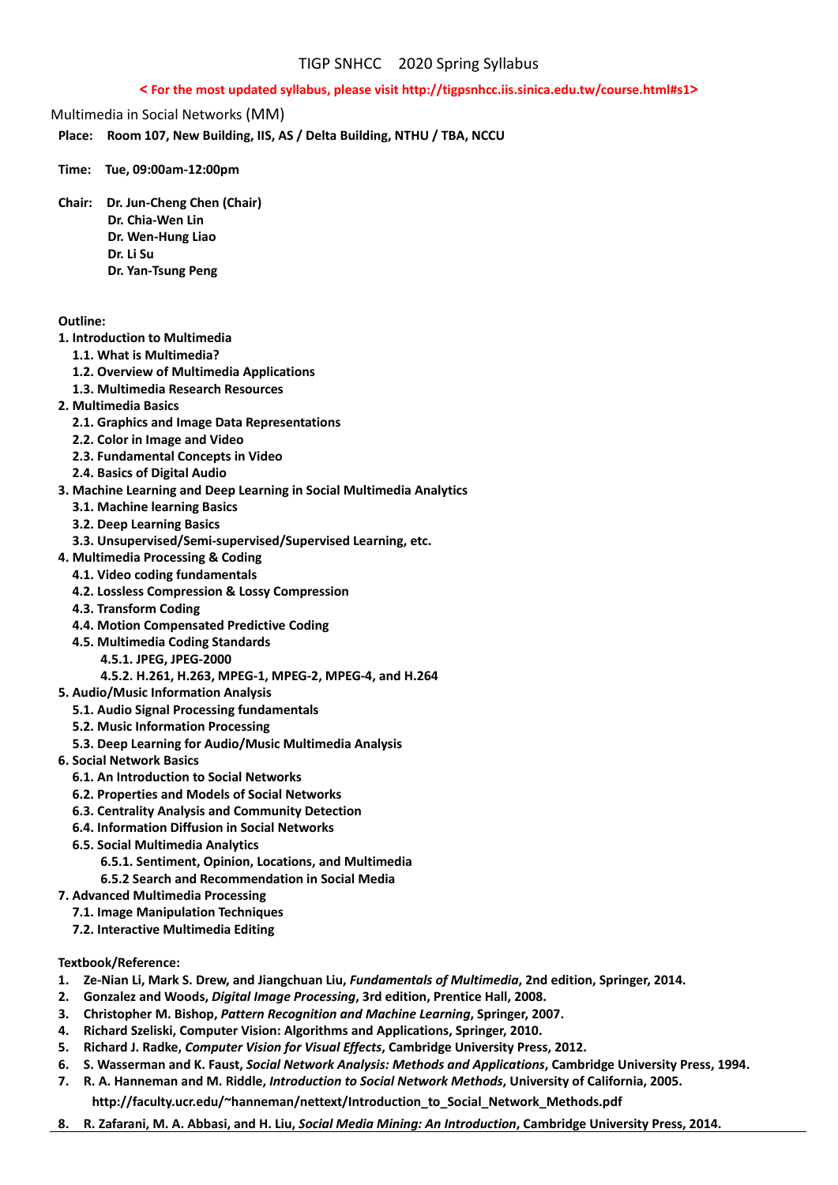# TIGP SNHCC 2020 Spring Syllabus

**< For the most updated syllabus, please visit http://tigpsnhcc.iis.sinica.edu.tw/course.html#s1>**

## Multimedia in Social Networks (MM)

**Place:** Room 107, New Building, IIS, AS / Delta Building, NTHU / TBA, NCCU

**Time:** Tue, 09:00am-12:00pm

**Chair:** Dr. Jun-Cheng Chen (Chair)
Dr. Chia-Wen Lin
Dr. Wen-Hung Liao
Dr. Li Su
Dr. Yan-Tsung Peng

**Outline:**

1. Introduction to Multimedia
   - 1.1. What is Multimedia?
   - 1.2. Overview of Multimedia Applications
   - 1.3. Multimedia Research Resources
2. Multimedia Basics
   - 2.1. Graphics and Image Data Representations
   - 2.2. Color in Image and Video
   - 2.3. Fundamental Concepts in Video
   - 2.4. Basics of Digital Audio
3. Machine Learning and Deep Learning in Social Multimedia Analytics
   - 3.1. Machine learning Basics
   - 3.2. Deep Learning Basics
   - 3.3. Unsupervised/Semi-supervised/Supervised Learning, etc.
4. Multimedia Processing & Coding
   - 4.1. Video coding fundamentals
   - 4.2. Lossless Compression & Lossy Compression
   - 4.3. Transform Coding
   - 4.4. Motion Compensated Predictive Coding
   - 4.5. Multimedia Coding Standards
     - 4.5.1. JPEG, JPEG-2000
     - 4.5.2. H.261, H.263, MPEG-1, MPEG-2, MPEG-4, and H.264
5. Audio/Music Information Analysis
   - 5.1. Audio Signal Processing fundamentals
   - 5.2. Music Information Processing
   - 5.3. Deep Learning for Audio/Music Multimedia Analysis
6. Social Network Basics
   - 6.1. An Introduction to Social Networks
   - 6.2. Properties and Models of Social Networks
   - 6.3. Centrality Analysis and Community Detection
   - 6.4. Information Diffusion in Social Networks
   - 6.5. Social Multimedia Analytics
     - 6.5.1. Sentiment, Opinion, Locations, and Multimedia
     - 6.5.2 Search and Recommendation in Social Media
7. Advanced Multimedia Processing
   - 7.1. Image Manipulation Techniques
   - 7.2. Interactive Multimedia Editing

**Textbook/Reference:**

1. Ze-Nian Li, Mark S. Drew, and Jiangchuan Liu, *Fundamentals of Multimedia*, 2nd edition, Springer, 2014.
2. Gonzalez and Woods, *Digital Image Processing*, 3rd edition, Prentice Hall, 2008.
3. Christopher M. Bishop, *Pattern Recognition and Machine Learning*, Springer, 2007.
4. Richard Szeliski, Computer Vision: Algorithms and Applications, Springer, 2010.
5. Richard J. Radke, *Computer Vision for Visual Effects*, Cambridge University Press, 2012.
6. S. Wasserman and K. Faust, *Social Network Analysis: Methods and Applications*, Cambridge University Press, 1994.
7. R. A. Hanneman and M. Riddle, *Introduction to Social Network Methods*, University of California, 2005. http://faculty.ucr.edu/~hanneman/nettext/Introduction_to_Social_Network_Methods.pdf
8. R. Zafarani, M. A. Abbasi, and H. Liu, *Social Media Mining: An Introduction*, Cambridge University Press, 2014.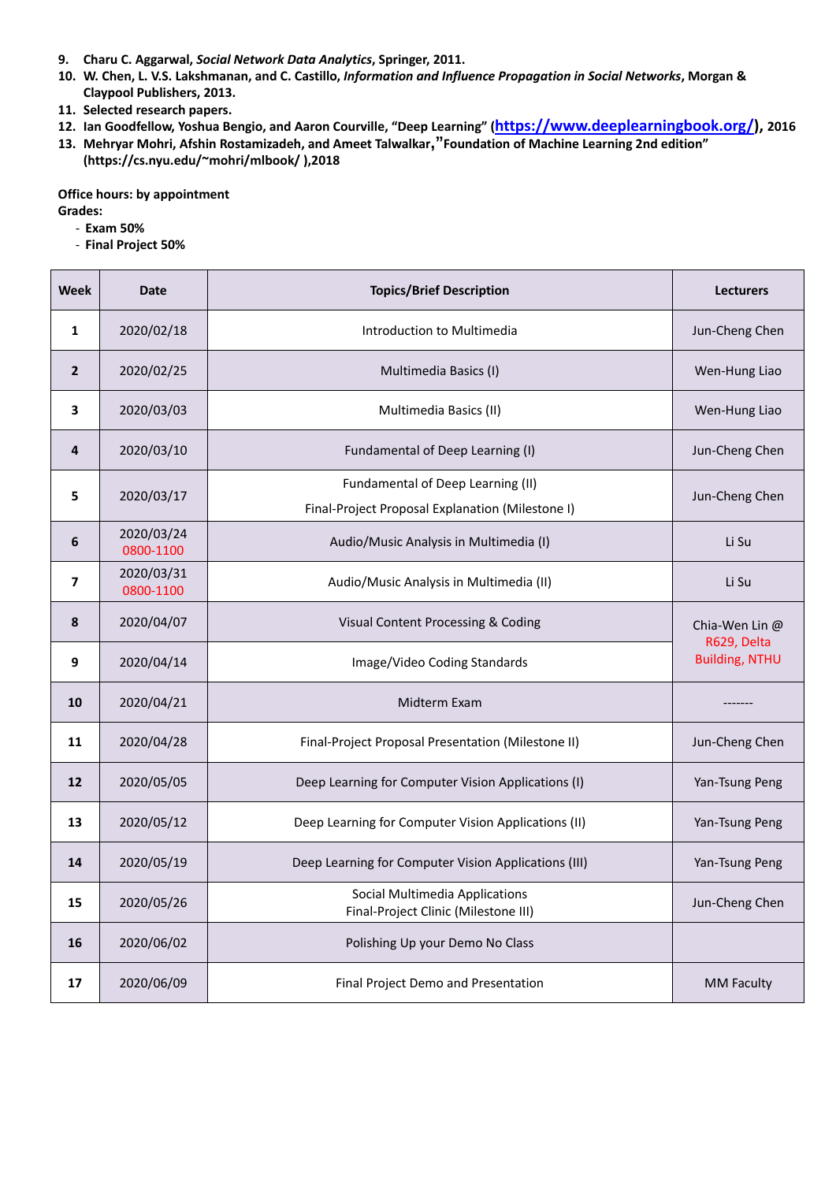9. **Charu C. Aggarwal, *Social Network Data Analytics*, Springer, 2011.**
10. **W. Chen, L. V.S. Lakshmanan, and C. Castillo, *Information and Influence Propagation in Social Networks*, Morgan & Claypool Publishers, 2013.**
11. **Selected research papers.**
12. **Ian Goodfellow, Yoshua Bengio, and Aaron Courville, "Deep Learning" (https://www.deeplearningbook.org/), 2016**
13. **Mehryar Mohri, Afshin Rostamizadeh, and Ameet Talwalkar, "Foundation of Machine Learning 2nd edition" (https://cs.nyu.edu/~mohri/mlbook/ ),2018**

**Office hours: by appointment**
**Grades:**

- **Exam 50%**
- **Final Project 50%**

| Week | Date | Topics/Brief Description | Lecturers |
|---|---|---|---|
| 1 | 2020/02/18 | Introduction to Multimedia | Jun-Cheng Chen |
| 2 | 2020/02/25 | Multimedia Basics (I) | Wen-Hung Liao |
| 3 | 2020/03/03 | Multimedia Basics (II) | Wen-Hung Liao |
| 4 | 2020/03/10 | Fundamental of Deep Learning (I) | Jun-Cheng Chen |
| 5 | 2020/03/17 | Fundamental of Deep Learning (II)<br>Final-Project Proposal Explanation (Milestone I) | Jun-Cheng Chen |
| 6 | 2020/03/24<br>0800-1100 | Audio/Music Analysis in Multimedia (I) | Li Su |
| 7 | 2020/03/31<br>0800-1100 | Audio/Music Analysis in Multimedia (II) | Li Su |
| 8 | 2020/04/07 | Visual Content Processing & Coding | Chia-Wen Lin @ R629, Delta Building, NTHU |
| 9 | 2020/04/14 | Image/Video Coding Standards | |
| 10 | 2020/04/21 | Midterm Exam | ------- |
| 11 | 2020/04/28 | Final-Project Proposal Presentation (Milestone II) | Jun-Cheng Chen |
| 12 | 2020/05/05 | Deep Learning for Computer Vision Applications (I) | Yan-Tsung Peng |
| 13 | 2020/05/12 | Deep Learning for Computer Vision Applications (II) | Yan-Tsung Peng |
| 14 | 2020/05/19 | Deep Learning for Computer Vision Applications (III) | Yan-Tsung Peng |
| 15 | 2020/05/26 | Social Multimedia Applications<br>Final-Project Clinic (Milestone III) | Jun-Cheng Chen |
| 16 | 2020/06/02 | Polishing Up your Demo No Class | |
| 17 | 2020/06/09 | Final Project Demo and Presentation | MM Faculty |